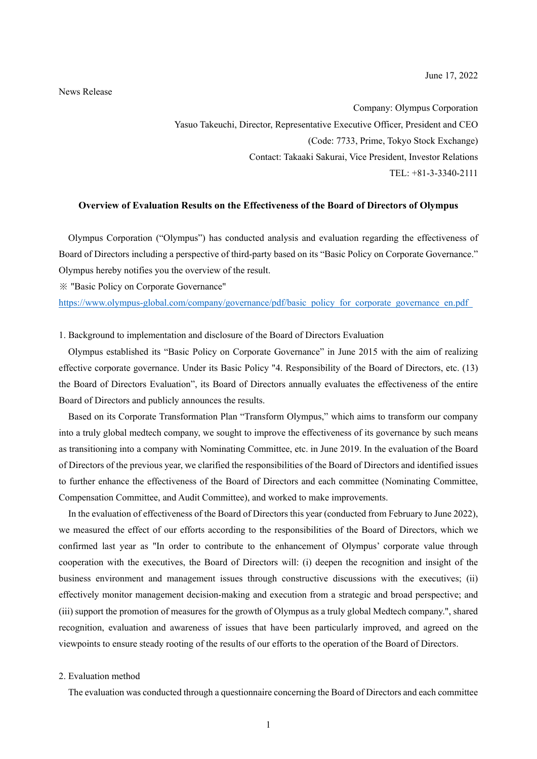June 17, 2022

News Release

Company: Olympus Corporation

Yasuo Takeuchi, Director, Representative Executive Officer, President and CEO

(Code: 7733, Prime, Tokyo Stock Exchange)

Contact: Takaaki Sakurai, Vice President, Investor Relations

TEL: +81-3-3340-2111

**Overview of Evaluation Results on the Effectiveness of the Board of Directors of Olympus**

Olympus Corporation ("Olympus") has conducted analysis and evaluation regarding the effectiveness of Board of Directors including a perspective of third-party based on its "Basic Policy on Corporate Governance." Olympus hereby notifies you the overview of the result.

※ "Basic Policy on Corporate Governance"

https://www.olympus-global.com/company/governance/pdf/basic_policy_for_corporate_governance_en.pdf

1. Background to implementation and disclosure of the Board of Directors Evaluation

Olympus established its "Basic Policy on Corporate Governance" in June 2015 with the aim of realizing effective corporate governance. Under its Basic Policy "4. Responsibility of the Board of Directors, etc. (13) the Board of Directors Evaluation", its Board of Directors annually evaluates the effectiveness of the entire Board of Directors and publicly announces the results.

Based on its Corporate Transformation Plan "Transform Olympus," which aims to transform our company into a truly global medtech company, we sought to improve the effectiveness of its governance by such means as transitioning into a company with Nominating Committee, etc. in June 2019. In the evaluation of the Board of Directors of the previous year, we clarified the responsibilities of the Board of Directors and identified issues to further enhance the effectiveness of the Board of Directors and each committee (Nominating Committee, Compensation Committee, and Audit Committee), and worked to make improvements.

In the evaluation of effectiveness of the Board of Directors this year (conducted from February to June 2022), we measured the effect of our efforts according to the responsibilities of the Board of Directors, which we confirmed last year as "In order to contribute to the enhancement of Olympus' corporate value through cooperation with the executives, the Board of Directors will: (i) deepen the recognition and insight of the business environment and management issues through constructive discussions with the executives; (ii) effectively monitor management decision-making and execution from a strategic and broad perspective; and (iii) support the promotion of measures for the growth of Olympus as a truly global Medtech company.", shared recognition, evaluation and awareness of issues that have been particularly improved, and agreed on the viewpoints to ensure steady rooting of the results of our efforts to the operation of the Board of Directors.

2. Evaluation method

The evaluation was conducted through a questionnaire concerning the Board of Directors and each committee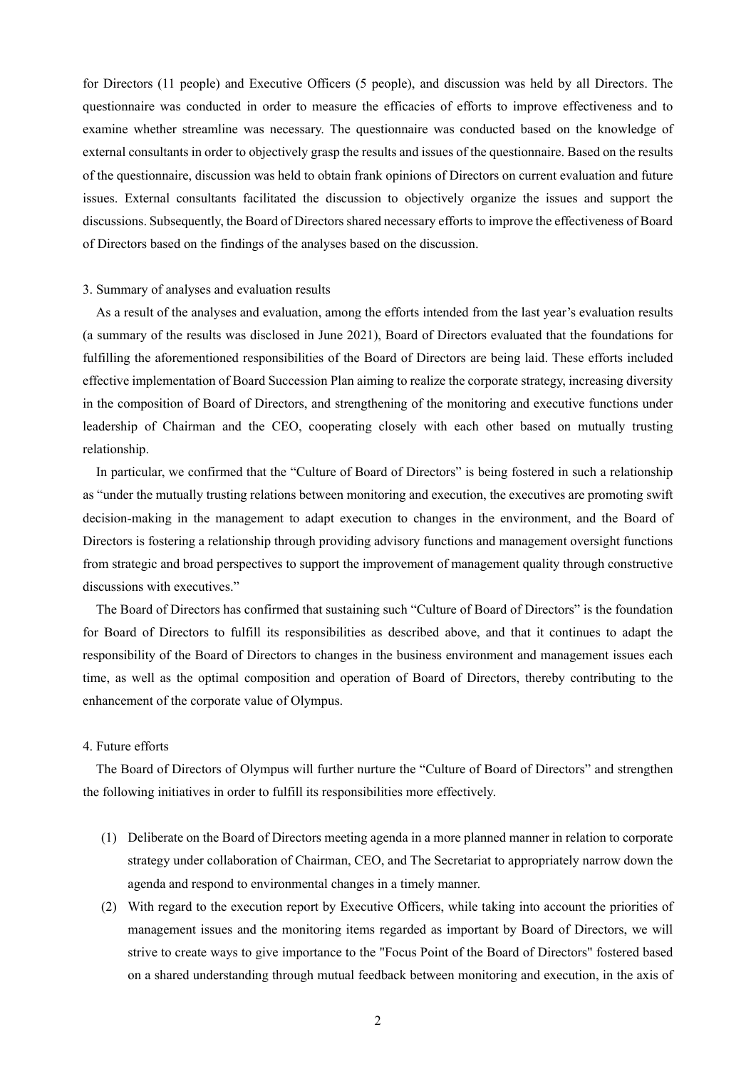for Directors (11 people) and Executive Officers (5 people), and discussion was held by all Directors. The questionnaire was conducted in order to measure the efficacies of efforts to improve effectiveness and to examine whether streamline was necessary. The questionnaire was conducted based on the knowledge of external consultants in order to objectively grasp the results and issues of the questionnaire. Based on the results of the questionnaire, discussion was held to obtain frank opinions of Directors on current evaluation and future issues. External consultants facilitated the discussion to objectively organize the issues and support the discussions. Subsequently, the Board of Directors shared necessary efforts to improve the effectiveness of Board of Directors based on the findings of the analyses based on the discussion.

## 3. Summary of analyses and evaluation results

As a result of the analyses and evaluation, among the efforts intended from the last year's evaluation results (a summary of the results was disclosed in June 2021), Board of Directors evaluated that the foundations for fulfilling the aforementioned responsibilities of the Board of Directors are being laid. These efforts included effective implementation of Board Succession Plan aiming to realize the corporate strategy, increasing diversity in the composition of Board of Directors, and strengthening of the monitoring and executive functions under leadership of Chairman and the CEO, cooperating closely with each other based on mutually trusting relationship.

In particular, we confirmed that the "Culture of Board of Directors" is being fostered in such a relationship as "under the mutually trusting relations between monitoring and execution, the executives are promoting swift decision-making in the management to adapt execution to changes in the environment, and the Board of Directors is fostering a relationship through providing advisory functions and management oversight functions from strategic and broad perspectives to support the improvement of management quality through constructive discussions with executives."

The Board of Directors has confirmed that sustaining such "Culture of Board of Directors" is the foundation for Board of Directors to fulfill its responsibilities as described above, and that it continues to adapt the responsibility of the Board of Directors to changes in the business environment and management issues each time, as well as the optimal composition and operation of Board of Directors, thereby contributing to the enhancement of the corporate value of Olympus.

## 4. Future efforts

The Board of Directors of Olympus will further nurture the "Culture of Board of Directors" and strengthen the following initiatives in order to fulfill its responsibilities more effectively.

(1) Deliberate on the Board of Directors meeting agenda in a more planned manner in relation to corporate strategy under collaboration of Chairman, CEO, and The Secretariat to appropriately narrow down the agenda and respond to environmental changes in a timely manner.

(2) With regard to the execution report by Executive Officers, while taking into account the priorities of management issues and the monitoring items regarded as important by Board of Directors, we will strive to create ways to give importance to the "Focus Point of the Board of Directors" fostered based on a shared understanding through mutual feedback between monitoring and execution, in the axis of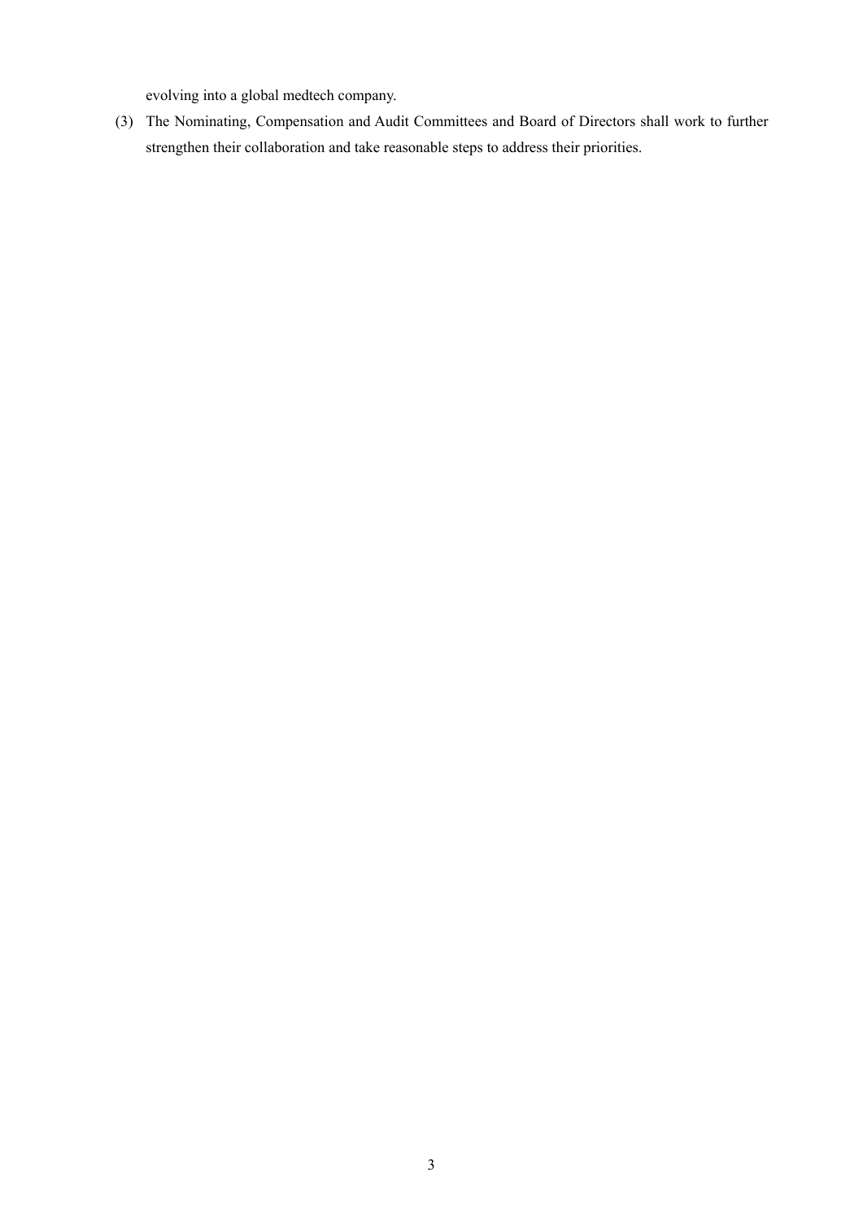evolving into a global medtech company.

(3) The Nominating, Compensation and Audit Committees and Board of Directors shall work to further strengthen their collaboration and take reasonable steps to address their priorities.